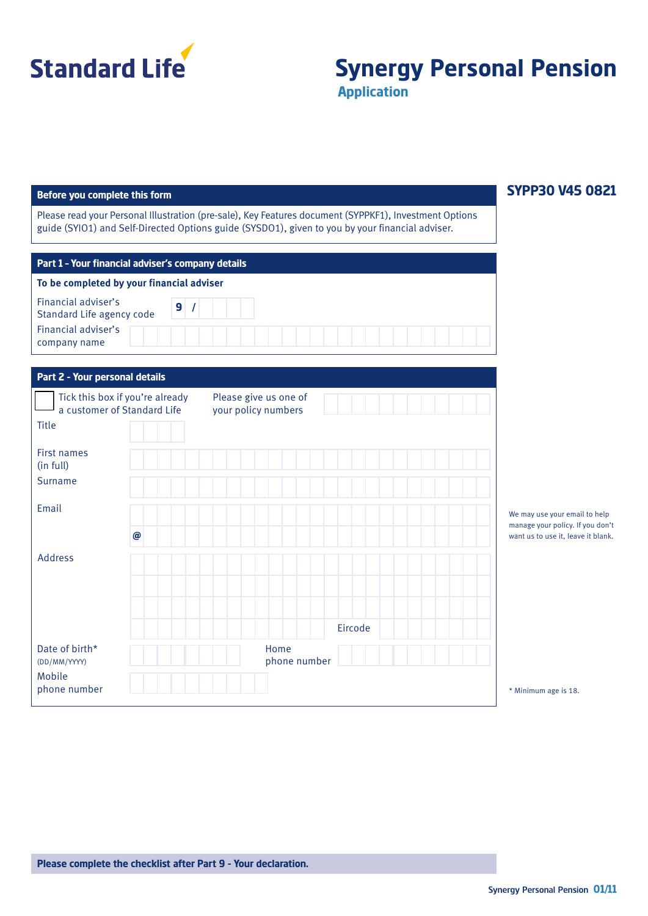# Standard Life

# Synergy Personal Pension

## Application

**SYPP30 V45 0821**

### Before you complete this form

Please read your Personal Illustration (pre-sale), Key Features document (SYPPKF1), Investment Options guide (SYIO1) and Self-Directed Options guide (SYSDO1), given to you by your financial adviser.

### Part 1 - Your financial adviser's company details

**To be completed by your financial adviser**

Financial adviser's Standard Life agency code: 9 /

Financial adviser's company name:

### Part 2 - Your personal details

☐ Tick this box if you're already a customer of Standard Life

Please give us one of your policy numbers:

Title:

First names (in full):

Surname:

Email: @

We may use your email to help manage your policy. If you don't want us to use it, leave it blank.

Address:

Eircode:

Date of birth* (DD/MM/YYYY):

Home phone number:

Mobile phone number:

\* Minimum age is 18.

**Please complete the checklist after Part 9 - Your declaration.**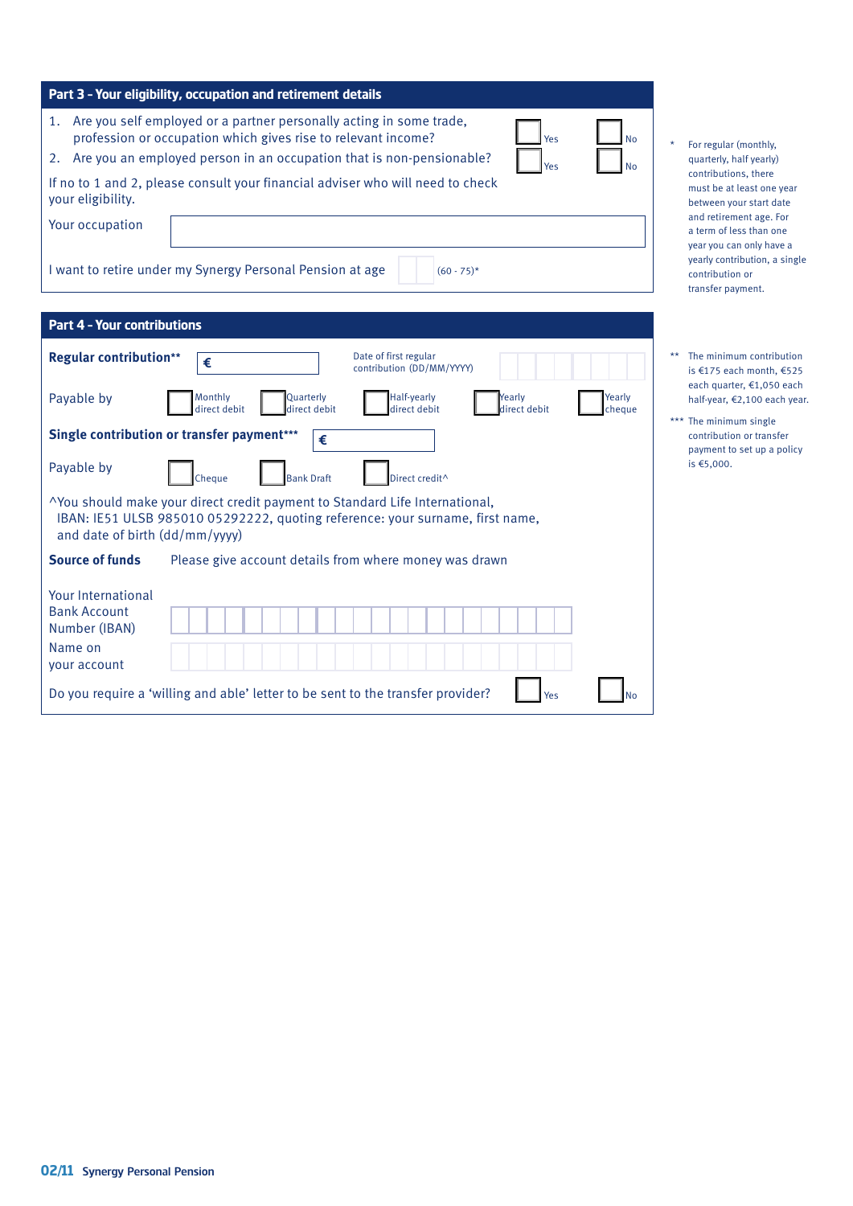## Part 3 - Your eligibility, occupation and retirement details

1. Are you self employed or a partner personally acting in some trade, profession or occupation which gives rise to relevant income? ☐ Yes ☐ No
2. Are you an employed person in an occupation that is non-pensionable? ☐ Yes ☐ No

If no to 1 and 2, please consult your financial adviser who will need to check your eligibility.

Your occupation ____________________

I want to retire under my Synergy Personal Pension at age ☐☐ (60 - 75)*

\* For regular (monthly, quarterly, half yearly) contributions, there must be at least one year between your start date and retirement age. For a term of less than one year you can only have a yearly contribution, a single contribution or transfer payment.

## Part 4 - Your contributions

**Regular contribution**** € ____________  Date of first regular contribution (DD/MM/YYYY) ☐☐☐☐☐☐☐☐

Payable by ☐ Monthly direct debit ☐ Quarterly direct debit ☐ Half-yearly direct debit ☐ Yearly direct debit ☐ Yearly cheque

**Single contribution or transfer payment***** € ____________

Payable by ☐ Cheque ☐ Bank Draft ☐ Direct credit^

^You should make your direct credit payment to Standard Life International, IBAN: IE51 ULSB 985010 05292222, quoting reference: your surname, first name, and date of birth (dd/mm/yyyy)

**Source of funds** Please give account details from where money was drawn

Your International Bank Account Number (IBAN) ☐☐☐☐☐☐☐☐☐☐☐☐☐☐☐☐☐☐☐☐☐☐

Name on your account ☐☐☐☐☐☐☐☐☐☐☐☐☐☐☐☐☐☐☐☐☐☐

Do you require a 'willing and able' letter to be sent to the transfer provider? ☐ Yes ☐ No

** The minimum contribution is €175 each month, €525 each quarter, €1,050 each half-year, €2,100 each year.

*** The minimum single contribution or transfer payment to set up a policy is €5,000.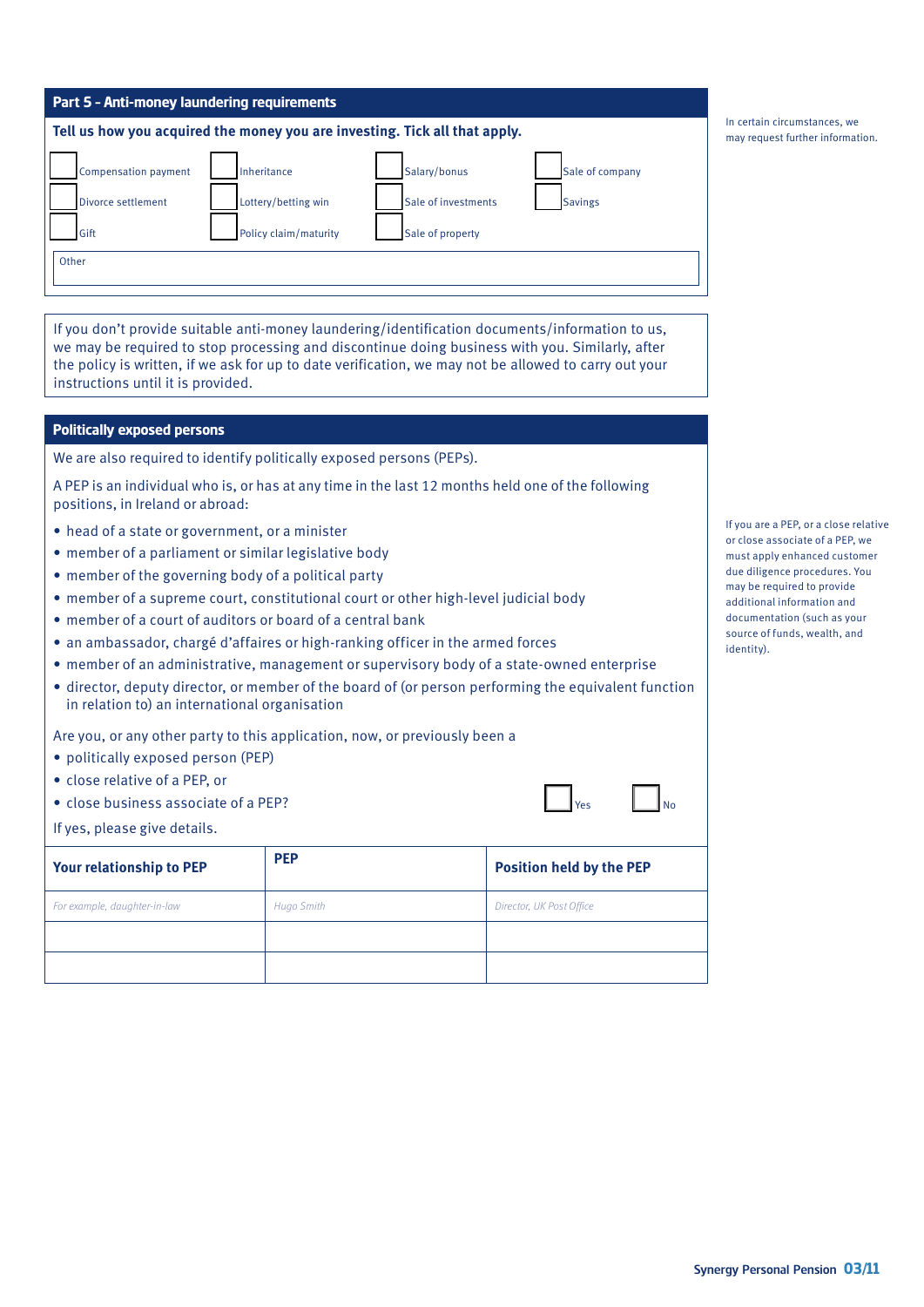## Part 5 - Anti-money laundering requirements

**Tell us how you acquired the money you are investing. Tick all that apply.**

- [ ] Compensation payment
- [ ] Inheritance
- [ ] Salary/bonus
- [ ] Sale of company
- [ ] Divorce settlement
- [ ] Lottery/betting win
- [ ] Sale of investments
- [ ] Savings
- [ ] Gift
- [ ] Policy claim/maturity
- [ ] Sale of property

Other

In certain circumstances, we may request further information.

If you don't provide suitable anti-money laundering/identification documents/information to us, we may be required to stop processing and discontinue doing business with you. Similarly, after the policy is written, if we ask for up to date verification, we may not be allowed to carry out your instructions until it is provided.

## Politically exposed persons

We are also required to identify politically exposed persons (PEPs).

A PEP is an individual who is, or has at any time in the last 12 months held one of the following positions, in Ireland or abroad:

- head of a state or government, or a minister
- member of a parliament or similar legislative body
- member of the governing body of a political party
- member of a supreme court, constitutional court or other high-level judicial body
- member of a court of auditors or board of a central bank
- an ambassador, chargé d'affaires or high-ranking officer in the armed forces
- member of an administrative, management or supervisory body of a state-owned enterprise
- director, deputy director, or member of the board of (or person performing the equivalent function in relation to) an international organisation

If you are a PEP, or a close relative or close associate of a PEP, we must apply enhanced customer due diligence procedures. You may be required to provide additional information and documentation (such as your source of funds, wealth, and identity).

Are you, or any other party to this application, now, or previously been a

- politically exposed person (PEP)
- close relative of a PEP, or
- close business associate of a PEP?

- [ ] Yes
- [ ] No

If yes, please give details.

| Your relationship to PEP | PEP | Position held by the PEP |
|---|---|---|
| *For example, daughter-in-law* | *Hugo Smith* | *Director, UK Post Office* |
| | | |
| | | |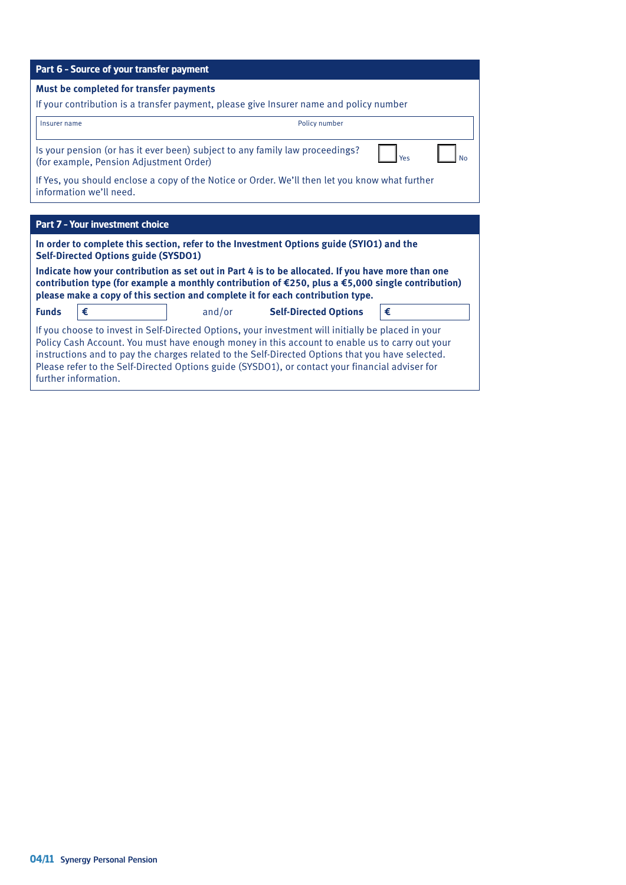## Part 6 - Source of your transfer payment

**Must be completed for transfer payments**

If your contribution is a transfer payment, please give Insurer name and policy number

| Insurer name | Policy number |
|---|---|
| | |

Is your pension (or has it ever been) subject to any family law proceedings? (for example, Pension Adjustment Order)

☐ Yes ☐ No

If Yes, you should enclose a copy of the Notice or Order. We'll then let you know what further information we'll need.

## Part 7 - Your investment choice

**In order to complete this section, refer to the Investment Options guide (SYIO1) and the Self-Directed Options guide (SYSDO1)**

**Indicate how your contribution as set out in Part 4 is to be allocated. If you have more than one contribution type (for example a monthly contribution of €250, plus a €5,000 single contribution) please make a copy of this section and complete it for each contribution type.**

**Funds** € ________ and/or **Self-Directed Options** € ________

If you choose to invest in Self-Directed Options, your investment will initially be placed in your Policy Cash Account. You must have enough money in this account to enable us to carry out your instructions and to pay the charges related to the Self-Directed Options that you have selected. Please refer to the Self-Directed Options guide (SYSDO1), or contact your financial adviser for further information.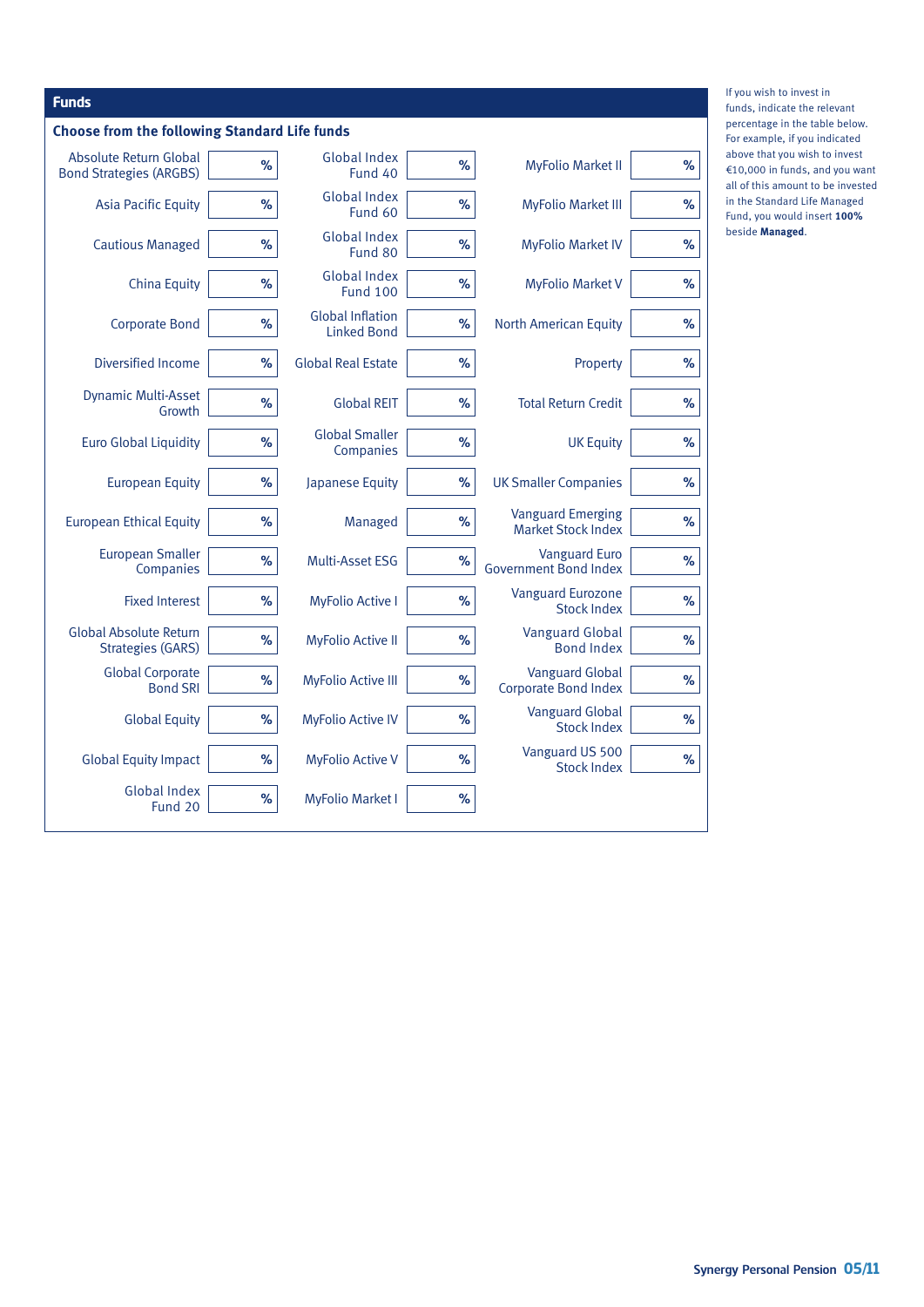## Funds

### Choose from the following Standard Life funds

| Fund | % | Fund | % | Fund | % |
|---|---|---|---|---|---|
| Absolute Return Global Bond Strategies (ARGBS) | % | Global Index Fund 40 | % | MyFolio Market II | % |
| Asia Pacific Equity | % | Global Index Fund 60 | % | MyFolio Market III | % |
| Cautious Managed | % | Global Index Fund 80 | % | MyFolio Market IV | % |
| China Equity | % | Global Index Fund 100 | % | MyFolio Market V | % |
| Corporate Bond | % | Global Inflation Linked Bond | % | North American Equity | % |
| Diversified Income | % | Global Real Estate | % | Property | % |
| Dynamic Multi-Asset Growth | % | Global REIT | % | Total Return Credit | % |
| Euro Global Liquidity | % | Global Smaller Companies | % | UK Equity | % |
| European Equity | % | Japanese Equity | % | UK Smaller Companies | % |
| European Ethical Equity | % | Managed | % | Vanguard Emerging Market Stock Index | % |
| European Smaller Companies | % | Multi-Asset ESG | % | Vanguard Euro Government Bond Index | % |
| Fixed Interest | % | MyFolio Active I | % | Vanguard Eurozone Stock Index | % |
| Global Absolute Return Strategies (GARS) | % | MyFolio Active II | % | Vanguard Global Bond Index | % |
| Global Corporate Bond SRI | % | MyFolio Active III | % | Vanguard Global Corporate Bond Index | % |
| Global Equity | % | MyFolio Active IV | % | Vanguard Global Stock Index | % |
| Global Equity Impact | % | MyFolio Active V | % | Vanguard US 500 Stock Index | % |
| Global Index Fund 20 | % | MyFolio Market I | % | | |

If you wish to invest in funds, indicate the relevant percentage in the table below. For example, if you indicated above that you wish to invest €10,000 in funds, and you want all of this amount to be invested in the Standard Life Managed Fund, you would insert **100%** beside **Managed**.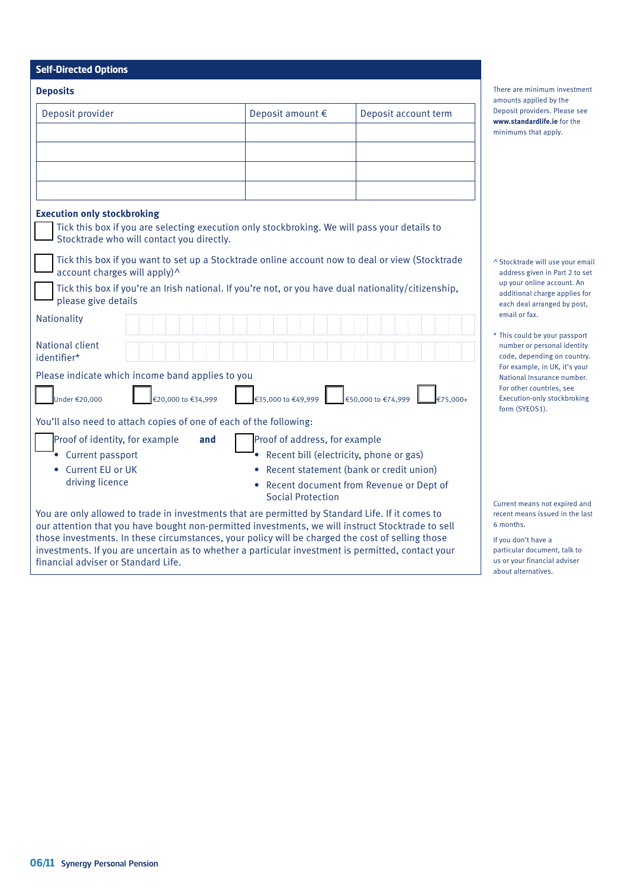## Self-Directed Options

### Deposits

| Deposit provider | Deposit amount € | Deposit account term |
|---|---|---|
| | | |
| | | |
| | | |
| | | |

There are minimum investment amounts applied by the Deposit providers. Please see **www.standardlife.ie** for the minimums that apply.

### Execution only stockbroking

☐ Tick this box if you are selecting execution only stockbroking. We will pass your details to Stocktrade who will contact you directly.

☐ Tick this box if you want to set up a Stocktrade online account now to deal or view (Stocktrade account charges will apply)^

☐ Tick this box if you're an Irish national. If you're not, or you have dual nationality/citizenship, please give details

Nationality

National client identifier*

Please indicate which income band applies to you

☐ Under €20,000 ☐ €20,000 to €34,999 ☐ €35,000 to €49,999 ☐ €50,000 to €74,999 ☐ €75,000+

^ Stocktrade will use your email address given in Part 2 to set up your online account. An additional charge applies for each deal arranged by post, email or fax.

* This could be your passport number or personal identity code, depending on country. For example, in UK, it's your National Insurance number. For other countries, see Execution-only stockbroking form (SYEOS1).

You'll also need to attach copies of one of each of the following:

☐ Proof of identity, for example
- Current passport
- Current EU or UK driving licence

**and**

☐ Proof of address, for example
- Recent bill (electricity, phone or gas)
- Recent statement (bank or credit union)
- Recent document from Revenue or Dept of Social Protection

Current means not expired and recent means issued in the last 6 months.

If you don't have a particular document, talk to us or your financial adviser about alternatives.

You are only allowed to trade in investments that are permitted by Standard Life. If it comes to our attention that you have bought non-permitted investments, we will instruct Stocktrade to sell those investments. In these circumstances, your policy will be charged the cost of selling those investments. If you are uncertain as to whether a particular investment is permitted, contact your financial adviser or Standard Life.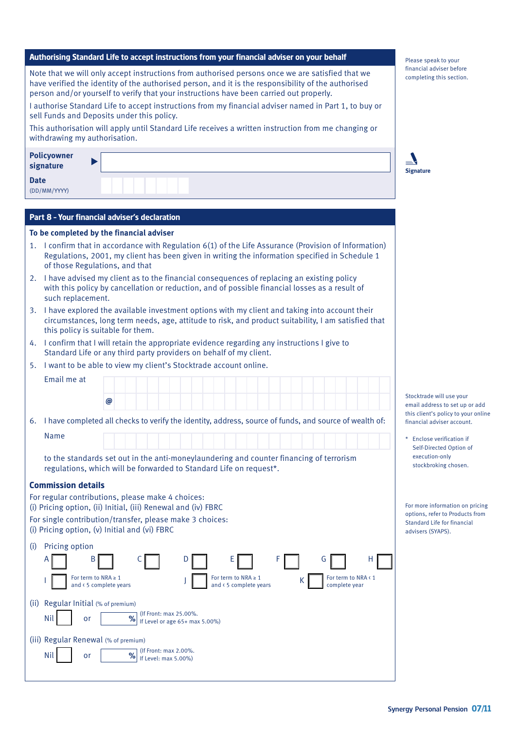## Authorising Standard Life to accept instructions from your financial adviser on your behalf

Please speak to your financial adviser before completing this section.

Note that we will only accept instructions from authorised persons once we are satisfied that we have verified the identity of the authorised person, and it is the responsibility of the authorised person and/or yourself to verify that your instructions have been carried out properly.

I authorise Standard Life to accept instructions from my financial adviser named in Part 1, to buy or sell Funds and Deposits under this policy.

This authorisation will apply until Standard Life receives a written instruction from me changing or withdrawing my authorisation.

**Policyowner signature** ▶ ____________________

**Signature**

**Date** (DD/MM/YYYY) ____________________

## Part 8 – Your financial adviser's declaration

### To be completed by the financial adviser

1. I confirm that in accordance with Regulation 6(1) of the Life Assurance (Provision of Information) Regulations, 2001, my client has been given in writing the information specified in Schedule 1 of those Regulations, and that
2. I have advised my client as to the financial consequences of replacing an existing policy with this policy by cancellation or reduction, and of possible financial losses as a result of such replacement.
3. I have explored the available investment options with my client and taking into account their circumstances, long term needs, age, attitude to risk, and product suitability, I am satisfied that this policy is suitable for them.
4. I confirm that I will retain the appropriate evidence regarding any instructions I give to Standard Life or any third party providers on behalf of my client.
5. I want to be able to view my client's Stocktrade account online.

   Email me at ____________________ @ ____________________

   Stocktrade will use your email address to set up or add this client's policy to your online financial adviser account.

6. I have completed all checks to verify the identity, address, source of funds, and source of wealth of:

   Name ____________________

   to the standards set out in the anti-moneylaundering and counter financing of terrorism regulations, which will be forwarded to Standard Life on request*.

\* Enclose verification if Self-Directed Option of execution-only stockbroking chosen.

### Commission details

For regular contributions, please make 4 choices:
(i) Pricing option, (ii) Initial, (iii) Renewal and (iv) FBRC

For single contribution/transfer, please make 3 choices:
(i) Pricing option, (v) Initial and (vi) FBRC

For more information on pricing options, refer to Products from Standard Life for financial advisers (SYAPS).

(i) Pricing option

A ☐ B ☐ C ☐ D ☐ E ☐ F ☐ G ☐ H ☐

I ☐ For term to NRA ≥ 1 and ‹ 5 complete years

J ☐ For term to NRA ≥ 1 and ‹ 5 complete years

K ☐ For term to NRA ‹ 1 complete year

(ii) Regular Initial (% of premium)

Nil ☐ or ____ % (If Front: max 25.00%. If Level or age 65+ max 5.00%)

(iii) Regular Renewal (% of premium)

Nil ☐ or ____ % (If Front: max 2.00%. If Level: max 5.00%)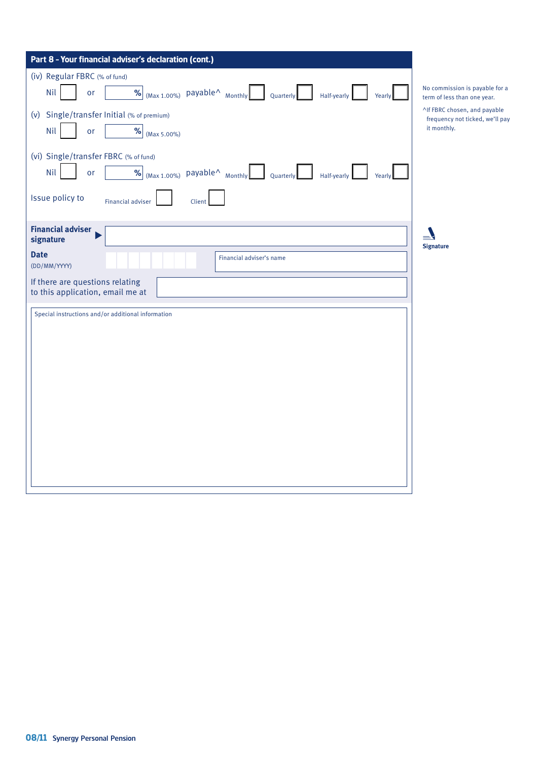## Part 8 - Your financial adviser's declaration (cont.)

(iv) Regular FBRC (% of fund)

Nil ☐ or ____ % (Max 1.00%) payable^ Monthly ☐ Quarterly ☐ Half-yearly ☐ Yearly ☐

(v) Single/transfer Initial (% of premium)

Nil ☐ or ____ % (Max 5.00%)

(vi) Single/transfer FBRC (% of fund)

Nil ☐ or ____ % (Max 1.00%) payable^ Monthly ☐ Quarterly ☐ Half-yearly ☐ Yearly ☐

Issue policy to Financial adviser ☐ Client ☐

No commission is payable for a term of less than one year.

^If FBRC chosen, and payable frequency not ticked, we'll pay it monthly.

**Financial adviser signature** ▶ ____________________

Signature

**Date** (DD/MM/YYYY) ____________________

Financial adviser's name ____________________

If there are questions relating to this application, email me at ____________________

Special instructions and/or additional information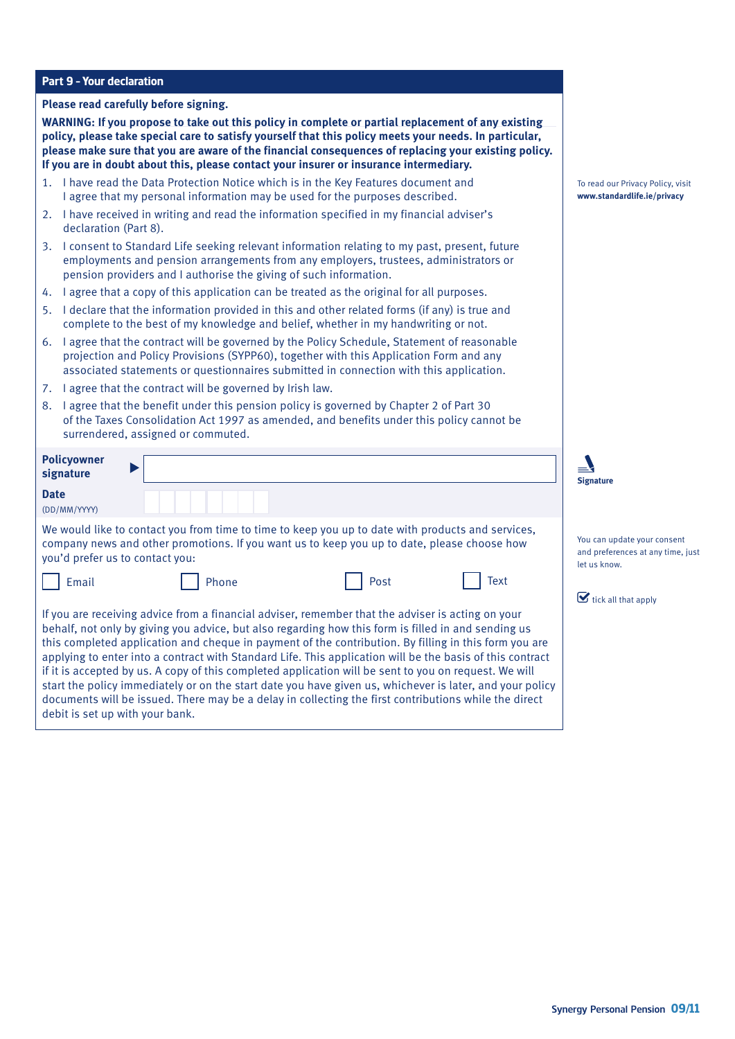## Part 9 - Your declaration

**Please read carefully before signing.**

**WARNING: If you propose to take out this policy in complete or partial replacement of any existing policy, please take special care to satisfy yourself that this policy meets your needs. In particular, please make sure that you are aware of the financial consequences of replacing your existing policy. If you are in doubt about this, please contact your insurer or insurance intermediary.**

1. I have read the Data Protection Notice which is in the Key Features document and I agree that my personal information may be used for the purposes described.
2. I have received in writing and read the information specified in my financial adviser's declaration (Part 8).
3. I consent to Standard Life seeking relevant information relating to my past, present, future employments and pension arrangements from any employers, trustees, administrators or pension providers and I authorise the giving of such information.
4. I agree that a copy of this application can be treated as the original for all purposes.
5. I declare that the information provided in this and other related forms (if any) is true and complete to the best of my knowledge and belief, whether in my handwriting or not.
6. I agree that the contract will be governed by the Policy Schedule, Statement of reasonable projection and Policy Provisions (SYPP60), together with this Application Form and any associated statements or questionnaires submitted in connection with this application.
7. I agree that the contract will be governed by Irish law.
8. I agree that the benefit under this pension policy is governed by Chapter 2 of Part 30 of the Taxes Consolidation Act 1997 as amended, and benefits under this policy cannot be surrendered, assigned or commuted.

To read our Privacy Policy, visit **www.standardlife.ie/privacy**

**Policyowner signature** ▶ ____________________

**Signature**

**Date** (DD/MM/YYYY) __ __ / __ __ / __ __ __ __

We would like to contact you from time to time to keep you up to date with products and services, company news and other promotions. If you want us to keep you up to date, please choose how you'd prefer us to contact you:

☐ Email ☐ Phone ☐ Post ☐ Text

You can update your consent and preferences at any time, just let us know.

☑ tick all that apply

If you are receiving advice from a financial adviser, remember that the adviser is acting on your behalf, not only by giving you advice, but also regarding how this form is filled in and sending us this completed application and cheque in payment of the contribution. By filling in this form you are applying to enter into a contract with Standard Life. This application will be the basis of this contract if it is accepted by us. A copy of this completed application will be sent to you on request. We will start the policy immediately or on the start date you have given us, whichever is later, and your policy documents will be issued. There may be a delay in collecting the first contributions while the direct debit is set up with your bank.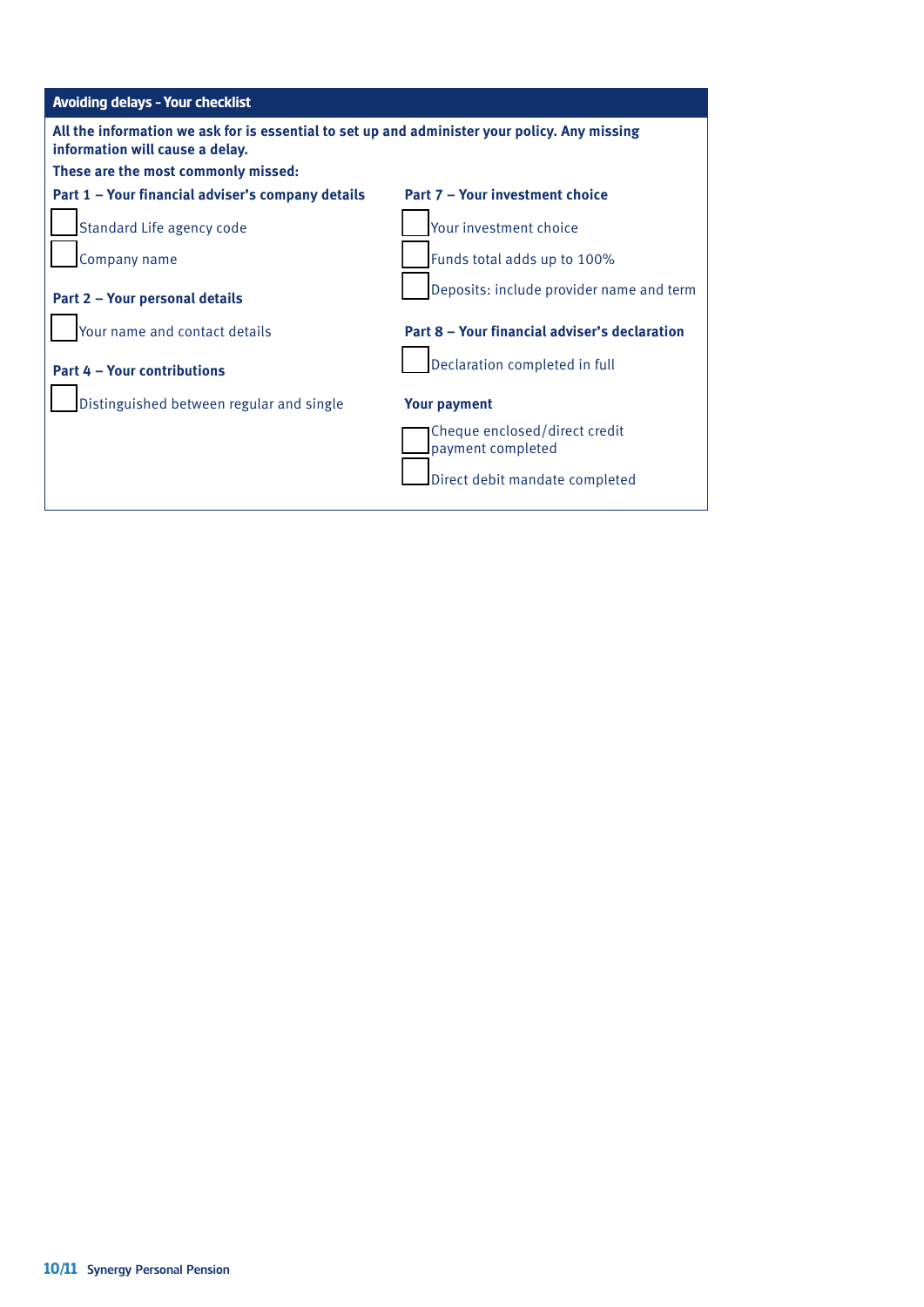## Avoiding delays - Your checklist

**All the information we ask for is essential to set up and administer your policy. Any missing information will cause a delay.**

**These are the most commonly missed:**

**Part 1 – Your financial adviser's company details**

- ☐ Standard Life agency code
- ☐ Company name

**Part 2 – Your personal details**

- ☐ Your name and contact details

**Part 4 – Your contributions**

- ☐ Distinguished between regular and single

**Part 7 – Your investment choice**

- ☐ Your investment choice
- ☐ Funds total adds up to 100%
- ☐ Deposits: include provider name and term

**Part 8 – Your financial adviser's declaration**

- ☐ Declaration completed in full

**Your payment**

- ☐ Cheque enclosed/direct credit payment completed
- ☐ Direct debit mandate completed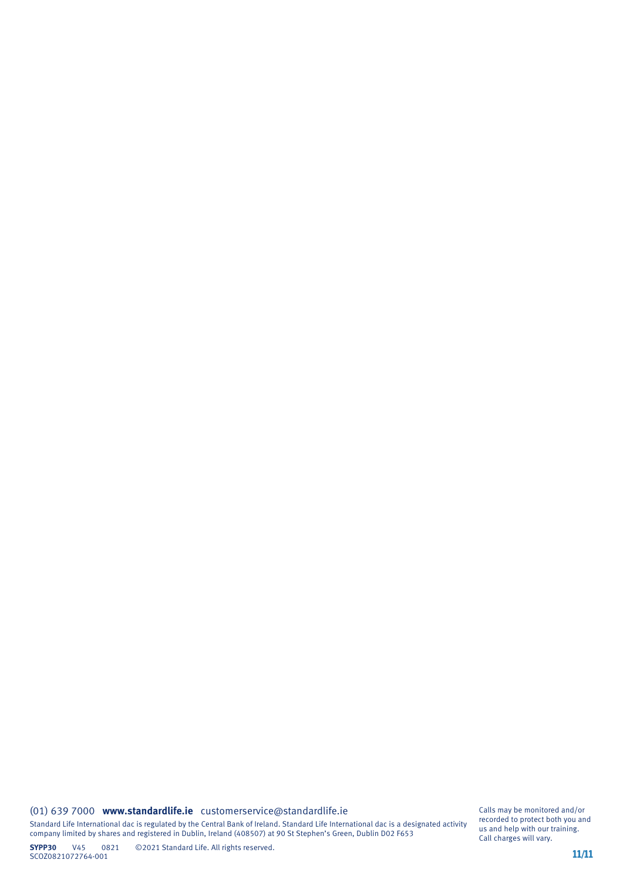(01) 639 7000 **www.standardlife.ie** customerservice@standardlife.ie

Standard Life International dac is regulated by the Central Bank of Ireland. Standard Life International dac is a designated activity company limited by shares and registered in Dublin, Ireland (408507) at 90 St Stephen's Green, Dublin D02 F653

Calls may be monitored and/or recorded to protect both you and us and help with our training. Call charges will vary.

**SYPP30** V45 0821 ©2021 Standard Life. All rights reserved.
SCOZ0821072764-001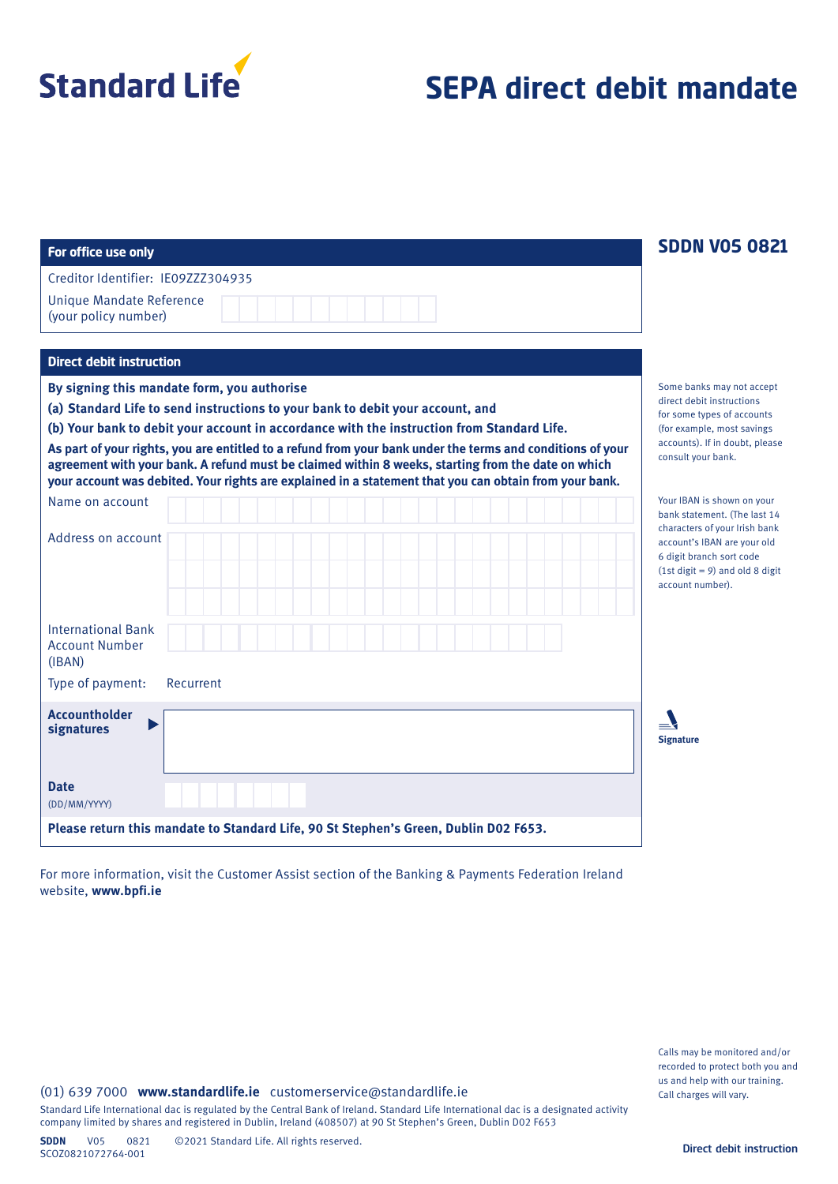# Standard Life

# SEPA direct debit mandate

**SDDN V05 0821**

## For office use only

Creditor Identifier: IE09ZZZ304935

Unique Mandate Reference (your policy number)

## Direct debit instruction

**By signing this mandate form, you authorise**

**(a) Standard Life to send instructions to your bank to debit your account, and**

**(b) Your bank to debit your account in accordance with the instruction from Standard Life.**

**As part of your rights, you are entitled to a refund from your bank under the terms and conditions of your agreement with your bank. A refund must be claimed within 8 weeks, starting from the date on which your account was debited. Your rights are explained in a statement that you can obtain from your bank.**

Some banks may not accept direct debit instructions for some types of accounts (for example, most savings accounts). If in doubt, please consult your bank.

Name on account

Address on account

International Bank Account Number (IBAN)

Your IBAN is shown on your bank statement. (The last 14 characters of your Irish bank account's IBAN are your old 6 digit branch sort code (1st digit = 9) and old 8 digit account number).

Type of payment: Recurrent

**Accountholder signatures** ▶

Signature

**Date**
(DD/MM/YYYY)

**Please return this mandate to Standard Life, 90 St Stephen's Green, Dublin D02 F653.**

For more information, visit the Customer Assist section of the Banking & Payments Federation Ireland website, **www.bpfi.ie**

(01) 639 7000 **www.standardlife.ie** customerservice@standardlife.ie

Calls may be monitored and/or recorded to protect both you and us and help with our training. Call charges will vary.

Standard Life International dac is regulated by the Central Bank of Ireland. Standard Life International dac is a designated activity company limited by shares and registered in Dublin, Ireland (408507) at 90 St Stephen's Green, Dublin D02 F653

**SDDN** V05 0821 ©2021 Standard Life. All rights reserved.
SCOZ0821072764-001

**Direct debit instruction**